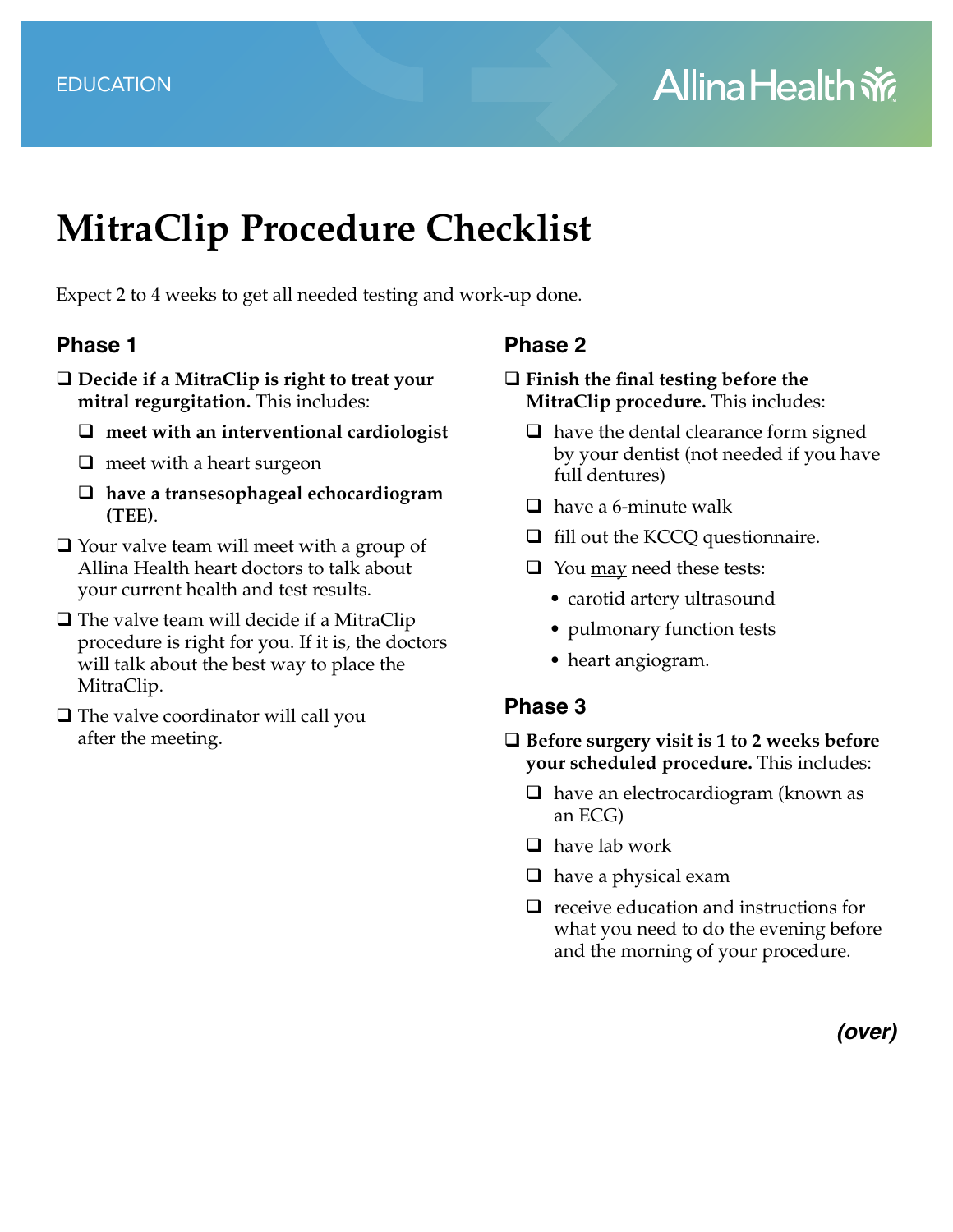EDUCATION

# MitraClip Procedure Checklist

Expect 2 to 4 weeks to get all needed testing and work-up done.

## Phase 1

- ❑ **Decide if a MitraClip is right to treat your mitral regurgitation.** This includes:
  - ❑ **meet with an interventional cardiologist**
  - ❑ meet with a heart surgeon
  - ❑ **have a transesophageal echocardiogram (TEE)**.
- ❑ Your valve team will meet with a group of Allina Health heart doctors to talk about your current health and test results.
- ❑ The valve team will decide if a MitraClip procedure is right for you. If it is, the doctors will talk about the best way to place the MitraClip.
- ❑ The valve coordinator will call you after the meeting.

## Phase 2

- ❑ **Finish the final testing before the MitraClip procedure.** This includes:
  - ❑ have the dental clearance form signed by your dentist (not needed if you have full dentures)
  - ❑ have a 6-minute walk
  - ❑ fill out the KCCQ questionnaire.
  - ❑ You <u>may</u> need these tests:
    - carotid artery ultrasound
    - pulmonary function tests
    - heart angiogram.

## Phase 3

- ❑ **Before surgery visit is 1 to 2 weeks before your scheduled procedure.** This includes:
  - ❑ have an electrocardiogram (known as an ECG)
  - ❑ have lab work
  - ❑ have a physical exam
  - ❑ receive education and instructions for what you need to do the evening before and the morning of your procedure.

***(over)***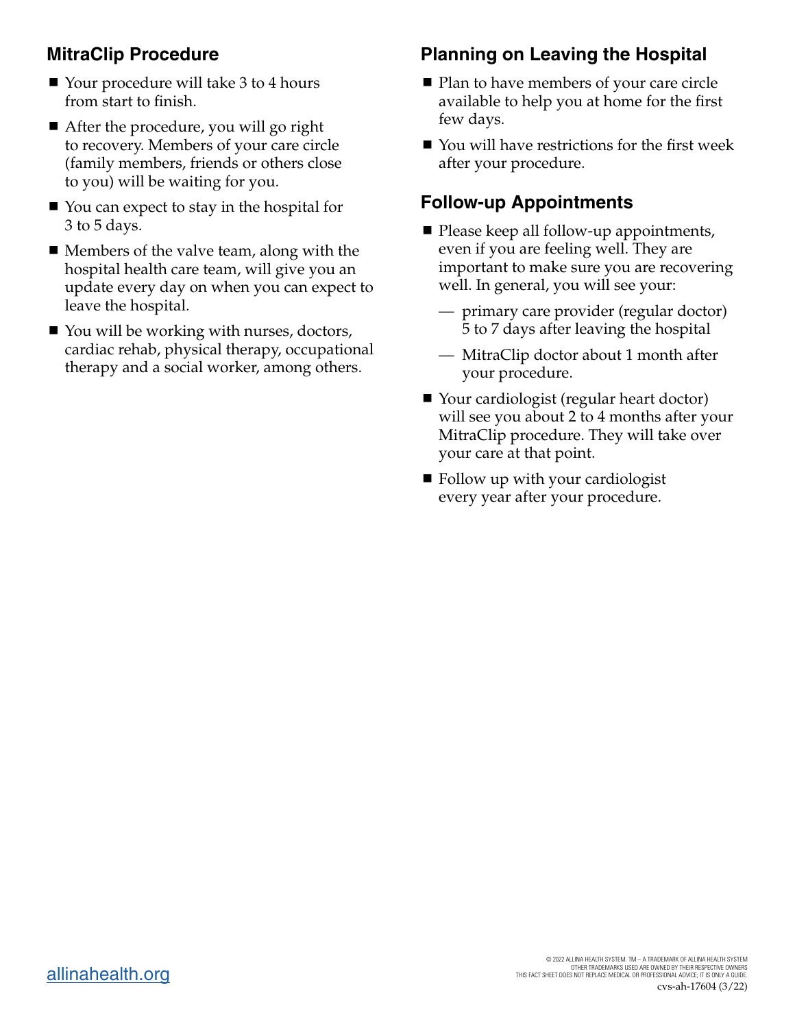## MitraClip Procedure

- Your procedure will take 3 to 4 hours from start to finish.
- After the procedure, you will go right to recovery. Members of your care circle (family members, friends or others close to you) will be waiting for you.
- You can expect to stay in the hospital for 3 to 5 days.
- Members of the valve team, along with the hospital health care team, will give you an update every day on when you can expect to leave the hospital.
- You will be working with nurses, doctors, cardiac rehab, physical therapy, occupational therapy and a social worker, among others.

## Planning on Leaving the Hospital

- Plan to have members of your care circle available to help you at home for the first few days.
- You will have restrictions for the first week after your procedure.

## Follow-up Appointments

- Please keep all follow-up appointments, even if you are feeling well. They are important to make sure you are recovering well. In general, you will see your:
  - primary care provider (regular doctor) 5 to 7 days after leaving the hospital
  - MitraClip doctor about 1 month after your procedure.
- Your cardiologist (regular heart doctor) will see you about 2 to 4 months after your MitraClip procedure. They will take over your care at that point.
- Follow up with your cardiologist every year after your procedure.

allinahealth.org

© 2022 ALLINA HEALTH SYSTEM. TM – A TRADEMARK OF ALLINA HEALTH SYSTEM
OTHER TRADEMARKS USED ARE OWNED BY THEIR RESPECTIVE OWNERS
THIS FACT SHEET DOES NOT REPLACE MEDICAL OR PROFESSIONAL ADVICE; IT IS ONLY A GUIDE.
cvs-ah-17604 (3/22)